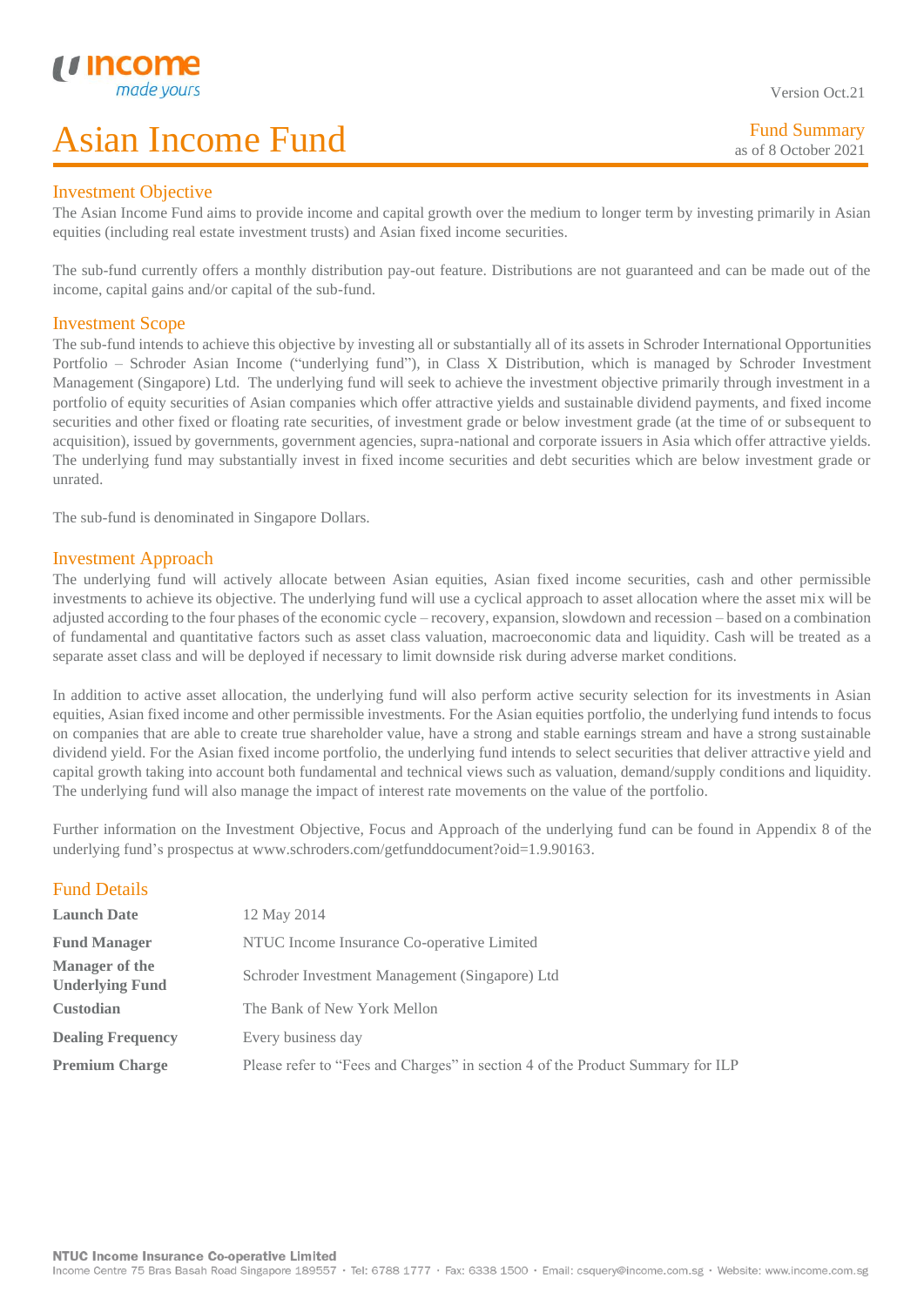Version Oct.21

# Asian Income Fund

Fund Summary
as of 8 October 2021

## Investment Objective

The Asian Income Fund aims to provide income and capital growth over the medium to longer term by investing primarily in Asian equities (including real estate investment trusts) and Asian fixed income securities.

The sub-fund currently offers a monthly distribution pay-out feature. Distributions are not guaranteed and can be made out of the income, capital gains and/or capital of the sub-fund.

## Investment Scope

The sub-fund intends to achieve this objective by investing all or substantially all of its assets in Schroder International Opportunities Portfolio – Schroder Asian Income ("underlying fund"), in Class X Distribution, which is managed by Schroder Investment Management (Singapore) Ltd. The underlying fund will seek to achieve the investment objective primarily through investment in a portfolio of equity securities of Asian companies which offer attractive yields and sustainable dividend payments, and fixed income securities and other fixed or floating rate securities, of investment grade or below investment grade (at the time of or subsequent to acquisition), issued by governments, government agencies, supra-national and corporate issuers in Asia which offer attractive yields. The underlying fund may substantially invest in fixed income securities and debt securities which are below investment grade or unrated.

The sub-fund is denominated in Singapore Dollars.

## Investment Approach

The underlying fund will actively allocate between Asian equities, Asian fixed income securities, cash and other permissible investments to achieve its objective. The underlying fund will use a cyclical approach to asset allocation where the asset mix will be adjusted according to the four phases of the economic cycle – recovery, expansion, slowdown and recession – based on a combination of fundamental and quantitative factors such as asset class valuation, macroeconomic data and liquidity. Cash will be treated as a separate asset class and will be deployed if necessary to limit downside risk during adverse market conditions.

In addition to active asset allocation, the underlying fund will also perform active security selection for its investments in Asian equities, Asian fixed income and other permissible investments. For the Asian equities portfolio, the underlying fund intends to focus on companies that are able to create true shareholder value, have a strong and stable earnings stream and have a strong sustainable dividend yield. For the Asian fixed income portfolio, the underlying fund intends to select securities that deliver attractive yield and capital growth taking into account both fundamental and technical views such as valuation, demand/supply conditions and liquidity. The underlying fund will also manage the impact of interest rate movements on the value of the portfolio.

Further information on the Investment Objective, Focus and Approach of the underlying fund can be found in Appendix 8 of the underlying fund's prospectus at www.schroders.com/getfunddocument?oid=1.9.90163.

## Fund Details

| | |
|---|---|
| **Launch Date** | 12 May 2014 |
| **Fund Manager** | NTUC Income Insurance Co-operative Limited |
| **Manager of the Underlying Fund** | Schroder Investment Management (Singapore) Ltd |
| **Custodian** | The Bank of New York Mellon |
| **Dealing Frequency** | Every business day |
| **Premium Charge** | Please refer to "Fees and Charges" in section 4 of the Product Summary for ILP |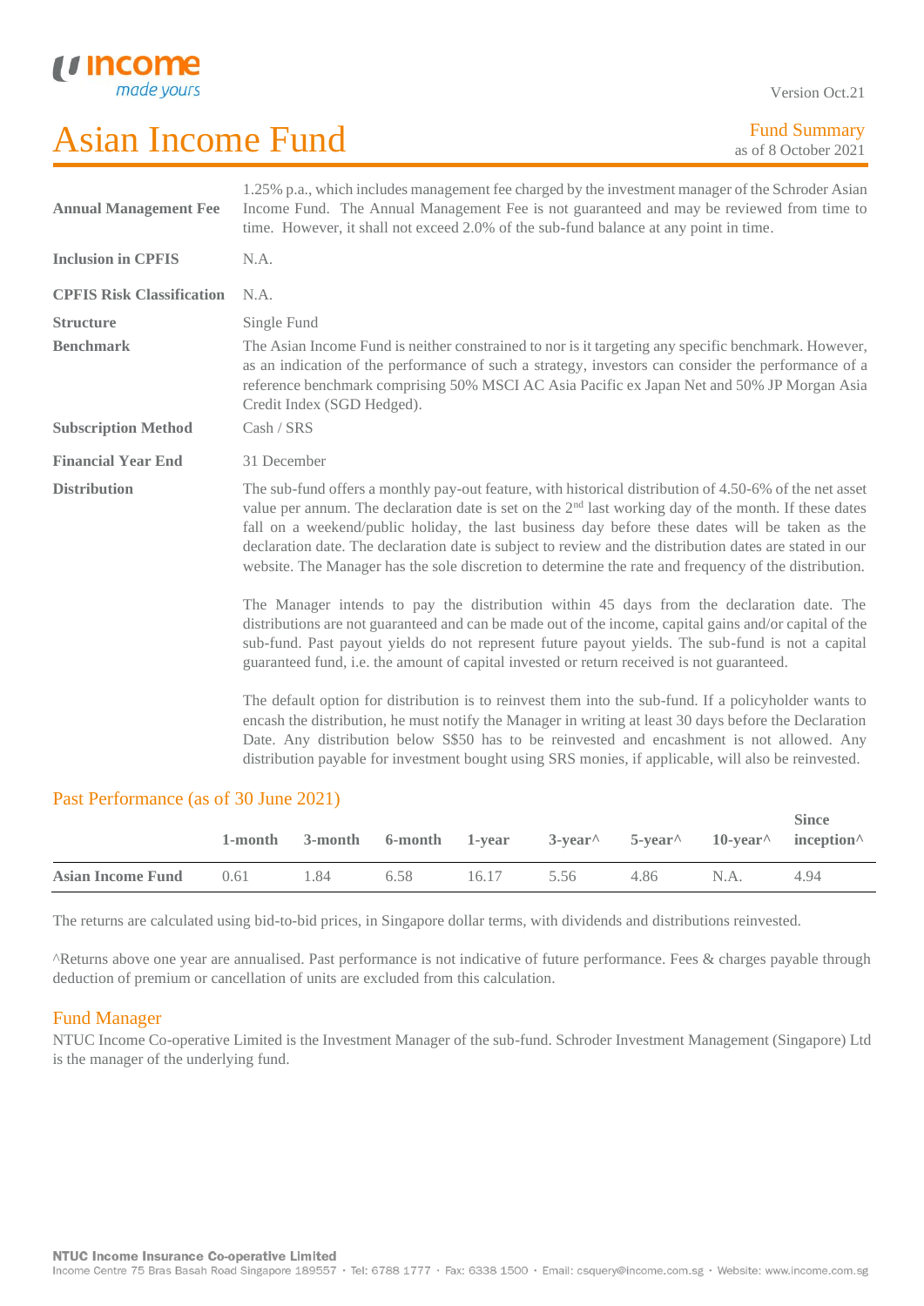Version Oct.21

# Asian Income Fund

Fund Summary
as of 8 October 2021

| | |
|---|---|
| **Annual Management Fee** | 1.25% p.a., which includes management fee charged by the investment manager of the Schroder Asian Income Fund. The Annual Management Fee is not guaranteed and may be reviewed from time to time. However, it shall not exceed 2.0% of the sub-fund balance at any point in time. |
| **Inclusion in CPFIS** | N.A. |
| **CPFIS Risk Classification** | N.A. |
| **Structure** | Single Fund |
| **Benchmark** | The Asian Income Fund is neither constrained to nor is it targeting any specific benchmark. However, as an indication of the performance of such a strategy, investors can consider the performance of a reference benchmark comprising 50% MSCI AC Asia Pacific ex Japan Net and 50% JP Morgan Asia Credit Index (SGD Hedged). |
| **Subscription Method** | Cash / SRS |
| **Financial Year End** | 31 December |
| **Distribution** | The sub-fund offers a monthly pay-out feature, with historical distribution of 4.50-6% of the net asset value per annum. The declaration date is set on the 2nd last working day of the month. If these dates fall on a weekend/public holiday, the last business day before these dates will be taken as the declaration date. The declaration date is subject to review and the distribution dates are stated in our website. The Manager has the sole discretion to determine the rate and frequency of the distribution.<br><br>The Manager intends to pay the distribution within 45 days from the declaration date. The distributions are not guaranteed and can be made out of the income, capital gains and/or capital of the sub-fund. Past payout yields do not represent future payout yields. The sub-fund is not a capital guaranteed fund, i.e. the amount of capital invested or return received is not guaranteed.<br><br>The default option for distribution is to reinvest them into the sub-fund. If a policyholder wants to encash the distribution, he must notify the Manager in writing at least 30 days before the Declaration Date. Any distribution below S$50 has to be reinvested and encashment is not allowed. Any distribution payable for investment bought using SRS monies, if applicable, will also be reinvested. |

## Past Performance (as of 30 June 2021)

| | 1-month | 3-month | 6-month | 1-year | 3-year^ | 5-year^ | 10-year^ | Since inception^ |
|---|---|---|---|---|---|---|---|---|
| **Asian Income Fund** | 0.61 | 1.84 | 6.58 | 16.17 | 5.56 | 4.86 | N.A. | 4.94 |

The returns are calculated using bid-to-bid prices, in Singapore dollar terms, with dividends and distributions reinvested.

^Returns above one year are annualised. Past performance is not indicative of future performance. Fees & charges payable through deduction of premium or cancellation of units are excluded from this calculation.

## Fund Manager

NTUC Income Co-operative Limited is the Investment Manager of the sub-fund. Schroder Investment Management (Singapore) Ltd is the manager of the underlying fund.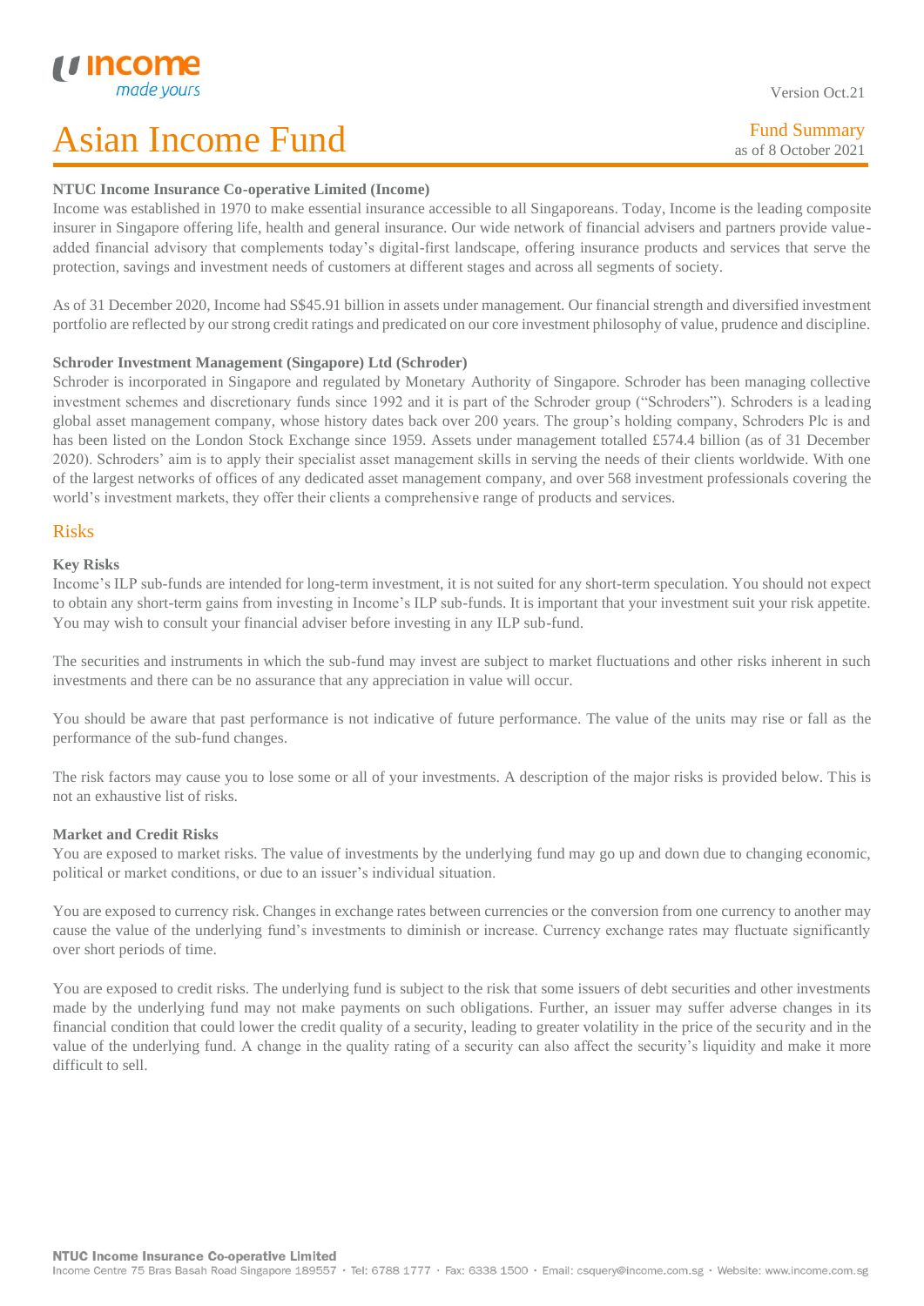# Asian Income Fund

Fund Summary
as of 8 October 2021

**NTUC Income Insurance Co-operative Limited (Income)**

Income was established in 1970 to make essential insurance accessible to all Singaporeans. Today, Income is the leading composite insurer in Singapore offering life, health and general insurance. Our wide network of financial advisers and partners provide value-added financial advisory that complements today's digital-first landscape, offering insurance products and services that serve the protection, savings and investment needs of customers at different stages and across all segments of society.

As of 31 December 2020, Income had S$45.91 billion in assets under management. Our financial strength and diversified investment portfolio are reflected by our strong credit ratings and predicated on our core investment philosophy of value, prudence and discipline.

**Schroder Investment Management (Singapore) Ltd (Schroder)**

Schroder is incorporated in Singapore and regulated by Monetary Authority of Singapore. Schroder has been managing collective investment schemes and discretionary funds since 1992 and it is part of the Schroder group ("Schroders"). Schroders is a leading global asset management company, whose history dates back over 200 years. The group's holding company, Schroders Plc is and has been listed on the London Stock Exchange since 1959. Assets under management totalled £574.4 billion (as of 31 December 2020). Schroders' aim is to apply their specialist asset management skills in serving the needs of their clients worldwide. With one of the largest networks of offices of any dedicated asset management company, and over 568 investment professionals covering the world's investment markets, they offer their clients a comprehensive range of products and services.

## Risks

**Key Risks**

Income's ILP sub-funds are intended for long-term investment, it is not suited for any short-term speculation. You should not expect to obtain any short-term gains from investing in Income's ILP sub-funds. It is important that your investment suit your risk appetite. You may wish to consult your financial adviser before investing in any ILP sub-fund.

The securities and instruments in which the sub-fund may invest are subject to market fluctuations and other risks inherent in such investments and there can be no assurance that any appreciation in value will occur.

You should be aware that past performance is not indicative of future performance. The value of the units may rise or fall as the performance of the sub-fund changes.

The risk factors may cause you to lose some or all of your investments. A description of the major risks is provided below. This is not an exhaustive list of risks.

**Market and Credit Risks**

You are exposed to market risks. The value of investments by the underlying fund may go up and down due to changing economic, political or market conditions, or due to an issuer's individual situation.

You are exposed to currency risk. Changes in exchange rates between currencies or the conversion from one currency to another may cause the value of the underlying fund's investments to diminish or increase. Currency exchange rates may fluctuate significantly over short periods of time.

You are exposed to credit risks. The underlying fund is subject to the risk that some issuers of debt securities and other investments made by the underlying fund may not make payments on such obligations. Further, an issuer may suffer adverse changes in its financial condition that could lower the credit quality of a security, leading to greater volatility in the price of the security and in the value of the underlying fund. A change in the quality rating of a security can also affect the security's liquidity and make it more difficult to sell.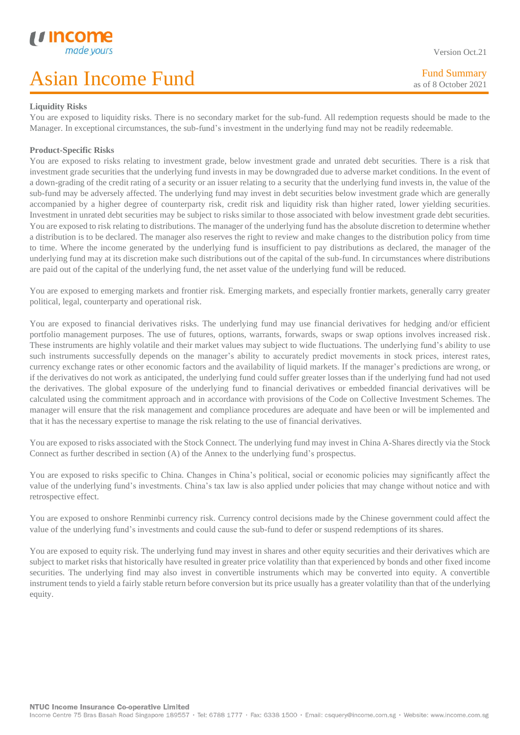**Liquidity Risks**

You are exposed to liquidity risks. There is no secondary market for the sub-fund. All redemption requests should be made to the Manager. In exceptional circumstances, the sub-fund's investment in the underlying fund may not be readily redeemable.

**Product-Specific Risks**

You are exposed to risks relating to investment grade, below investment grade and unrated debt securities. There is a risk that investment grade securities that the underlying fund invests in may be downgraded due to adverse market conditions. In the event of a down-grading of the credit rating of a security or an issuer relating to a security that the underlying fund invests in, the value of the sub-fund may be adversely affected. The underlying fund may invest in debt securities below investment grade which are generally accompanied by a higher degree of counterparty risk, credit risk and liquidity risk than higher rated, lower yielding securities. Investment in unrated debt securities may be subject to risks similar to those associated with below investment grade debt securities. You are exposed to risk relating to distributions. The manager of the underlying fund has the absolute discretion to determine whether a distribution is to be declared. The manager also reserves the right to review and make changes to the distribution policy from time to time. Where the income generated by the underlying fund is insufficient to pay distributions as declared, the manager of the underlying fund may at its discretion make such distributions out of the capital of the sub-fund. In circumstances where distributions are paid out of the capital of the underlying fund, the net asset value of the underlying fund will be reduced.

You are exposed to emerging markets and frontier risk. Emerging markets, and especially frontier markets, generally carry greater political, legal, counterparty and operational risk.

You are exposed to financial derivatives risks. The underlying fund may use financial derivatives for hedging and/or efficient portfolio management purposes. The use of futures, options, warrants, forwards, swaps or swap options involves increased risk. These instruments are highly volatile and their market values may subject to wide fluctuations. The underlying fund's ability to use such instruments successfully depends on the manager's ability to accurately predict movements in stock prices, interest rates, currency exchange rates or other economic factors and the availability of liquid markets. If the manager's predictions are wrong, or if the derivatives do not work as anticipated, the underlying fund could suffer greater losses than if the underlying fund had not used the derivatives. The global exposure of the underlying fund to financial derivatives or embedded financial derivatives will be calculated using the commitment approach and in accordance with provisions of the Code on Collective Investment Schemes. The manager will ensure that the risk management and compliance procedures are adequate and have been or will be implemented and that it has the necessary expertise to manage the risk relating to the use of financial derivatives.

You are exposed to risks associated with the Stock Connect. The underlying fund may invest in China A-Shares directly via the Stock Connect as further described in section (A) of the Annex to the underlying fund's prospectus.

You are exposed to risks specific to China. Changes in China's political, social or economic policies may significantly affect the value of the underlying fund's investments. China's tax law is also applied under policies that may change without notice and with retrospective effect.

You are exposed to onshore Renminbi currency risk. Currency control decisions made by the Chinese government could affect the value of the underlying fund's investments and could cause the sub-fund to defer or suspend redemptions of its shares.

You are exposed to equity risk. The underlying fund may invest in shares and other equity securities and their derivatives which are subject to market risks that historically have resulted in greater price volatility than that experienced by bonds and other fixed income securities. The underlying find may also invest in convertible instruments which may be converted into equity. A convertible instrument tends to yield a fairly stable return before conversion but its price usually has a greater volatility than that of the underlying equity.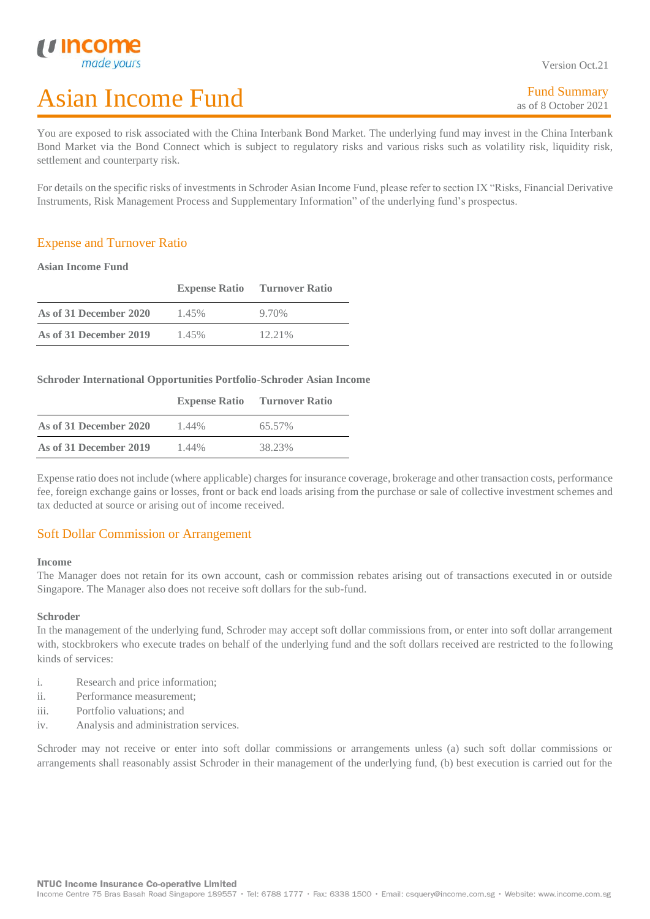You are exposed to risk associated with the China Interbank Bond Market. The underlying fund may invest in the China Interbank Bond Market via the Bond Connect which is subject to regulatory risks and various risks such as volatility risk, liquidity risk, settlement and counterparty risk.

For details on the specific risks of investments in Schroder Asian Income Fund, please refer to section IX "Risks, Financial Derivative Instruments, Risk Management Process and Supplementary Information" of the underlying fund's prospectus.

## Expense and Turnover Ratio

**Asian Income Fund**

| | Expense Ratio | Turnover Ratio |
|---|---|---|
| **As of 31 December 2020** | 1.45% | 9.70% |
| **As of 31 December 2019** | 1.45% | 12.21% |

**Schroder International Opportunities Portfolio-Schroder Asian Income**

| | Expense Ratio | Turnover Ratio |
|---|---|---|
| **As of 31 December 2020** | 1.44% | 65.57% |
| **As of 31 December 2019** | 1.44% | 38.23% |

Expense ratio does not include (where applicable) charges for insurance coverage, brokerage and other transaction costs, performance fee, foreign exchange gains or losses, front or back end loads arising from the purchase or sale of collective investment schemes and tax deducted at source or arising out of income received.

## Soft Dollar Commission or Arrangement

**Income**

The Manager does not retain for its own account, cash or commission rebates arising out of transactions executed in or outside Singapore. The Manager also does not receive soft dollars for the sub-fund.

**Schroder**

In the management of the underlying fund, Schroder may accept soft dollar commissions from, or enter into soft dollar arrangement with, stockbrokers who execute trades on behalf of the underlying fund and the soft dollars received are restricted to the following kinds of services:

i. Research and price information;
ii. Performance measurement;
iii. Portfolio valuations; and
iv. Analysis and administration services.

Schroder may not receive or enter into soft dollar commissions or arrangements unless (a) such soft dollar commissions or arrangements shall reasonably assist Schroder in their management of the underlying fund, (b) best execution is carried out for the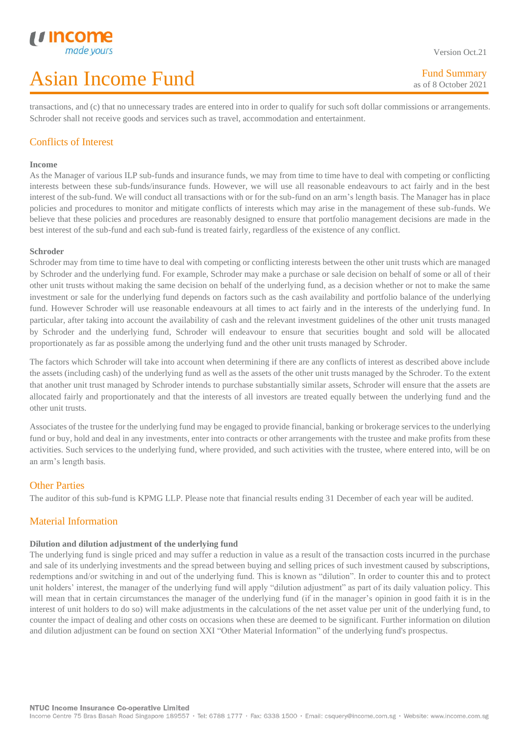transactions, and (c) that no unnecessary trades are entered into in order to qualify for such soft dollar commissions or arrangements. Schroder shall not receive goods and services such as travel, accommodation and entertainment.

## Conflicts of Interest

**Income**

As the Manager of various ILP sub-funds and insurance funds, we may from time to time have to deal with competing or conflicting interests between these sub-funds/insurance funds. However, we will use all reasonable endeavours to act fairly and in the best interest of the sub-fund. We will conduct all transactions with or for the sub-fund on an arm's length basis. The Manager has in place policies and procedures to monitor and mitigate conflicts of interests which may arise in the management of these sub-funds. We believe that these policies and procedures are reasonably designed to ensure that portfolio management decisions are made in the best interest of the sub-fund and each sub-fund is treated fairly, regardless of the existence of any conflict.

**Schroder**

Schroder may from time to time have to deal with competing or conflicting interests between the other unit trusts which are managed by Schroder and the underlying fund. For example, Schroder may make a purchase or sale decision on behalf of some or all of their other unit trusts without making the same decision on behalf of the underlying fund, as a decision whether or not to make the same investment or sale for the underlying fund depends on factors such as the cash availability and portfolio balance of the underlying fund. However Schroder will use reasonable endeavours at all times to act fairly and in the interests of the underlying fund. In particular, after taking into account the availability of cash and the relevant investment guidelines of the other unit trusts managed by Schroder and the underlying fund, Schroder will endeavour to ensure that securities bought and sold will be allocated proportionately as far as possible among the underlying fund and the other unit trusts managed by Schroder.

The factors which Schroder will take into account when determining if there are any conflicts of interest as described above include the assets (including cash) of the underlying fund as well as the assets of the other unit trusts managed by the Schroder. To the extent that another unit trust managed by Schroder intends to purchase substantially similar assets, Schroder will ensure that the assets are allocated fairly and proportionately and that the interests of all investors are treated equally between the underlying fund and the other unit trusts.

Associates of the trustee for the underlying fund may be engaged to provide financial, banking or brokerage services to the underlying fund or buy, hold and deal in any investments, enter into contracts or other arrangements with the trustee and make profits from these activities. Such services to the underlying fund, where provided, and such activities with the trustee, where entered into, will be on an arm's length basis.

## Other Parties

The auditor of this sub-fund is KPMG LLP. Please note that financial results ending 31 December of each year will be audited.

## Material Information

**Dilution and dilution adjustment of the underlying fund**

The underlying fund is single priced and may suffer a reduction in value as a result of the transaction costs incurred in the purchase and sale of its underlying investments and the spread between buying and selling prices of such investment caused by subscriptions, redemptions and/or switching in and out of the underlying fund. This is known as "dilution". In order to counter this and to protect unit holders' interest, the manager of the underlying fund will apply "dilution adjustment" as part of its daily valuation policy. This will mean that in certain circumstances the manager of the underlying fund (if in the manager's opinion in good faith it is in the interest of unit holders to do so) will make adjustments in the calculations of the net asset value per unit of the underlying fund, to counter the impact of dealing and other costs on occasions when these are deemed to be significant. Further information on dilution and dilution adjustment can be found on section XXI "Other Material Information" of the underlying fund's prospectus.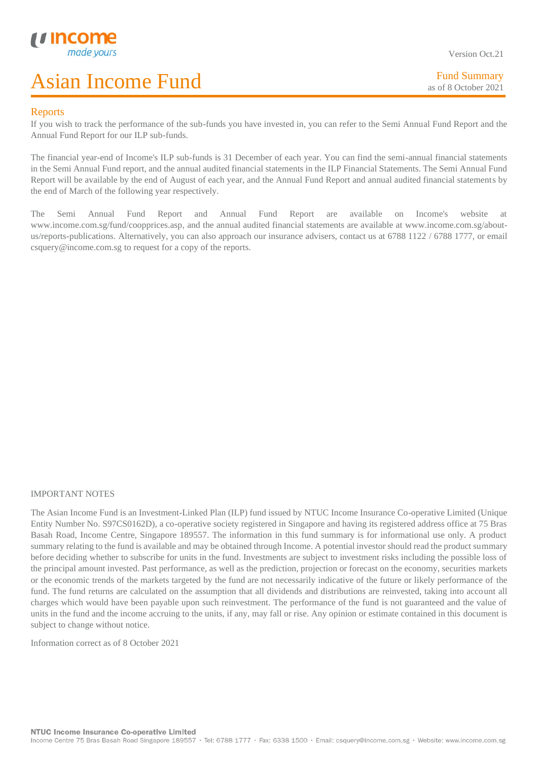## Reports

If you wish to track the performance of the sub-funds you have invested in, you can refer to the Semi Annual Fund Report and the Annual Fund Report for our ILP sub-funds.

The financial year-end of Income's ILP sub-funds is 31 December of each year. You can find the semi-annual financial statements in the Semi Annual Fund report, and the annual audited financial statements in the ILP Financial Statements. The Semi Annual Fund Report will be available by the end of August of each year, and the Annual Fund Report and annual audited financial statements by the end of March of the following year respectively.

The Semi Annual Fund Report and Annual Fund Report are available on Income's website at www.income.com.sg/fund/coopprices.asp, and the annual audited financial statements are available at www.income.com.sg/about-us/reports-publications. Alternatively, you can also approach our insurance advisers, contact us at 6788 1122 / 6788 1777, or email csquery@income.com.sg to request for a copy of the reports.

IMPORTANT NOTES

The Asian Income Fund is an Investment-Linked Plan (ILP) fund issued by NTUC Income Insurance Co-operative Limited (Unique Entity Number No. S97CS0162D), a co-operative society registered in Singapore and having its registered address office at 75 Bras Basah Road, Income Centre, Singapore 189557. The information in this fund summary is for informational use only. A product summary relating to the fund is available and may be obtained through Income. A potential investor should read the product summary before deciding whether to subscribe for units in the fund. Investments are subject to investment risks including the possible loss of the principal amount invested. Past performance, as well as the prediction, projection or forecast on the economy, securities markets or the economic trends of the markets targeted by the fund are not necessarily indicative of the future or likely performance of the fund. The fund returns are calculated on the assumption that all dividends and distributions are reinvested, taking into account all charges which would have been payable upon such reinvestment. The performance of the fund is not guaranteed and the value of units in the fund and the income accruing to the units, if any, may fall or rise. Any opinion or estimate contained in this document is subject to change without notice.

Information correct as of 8 October 2021